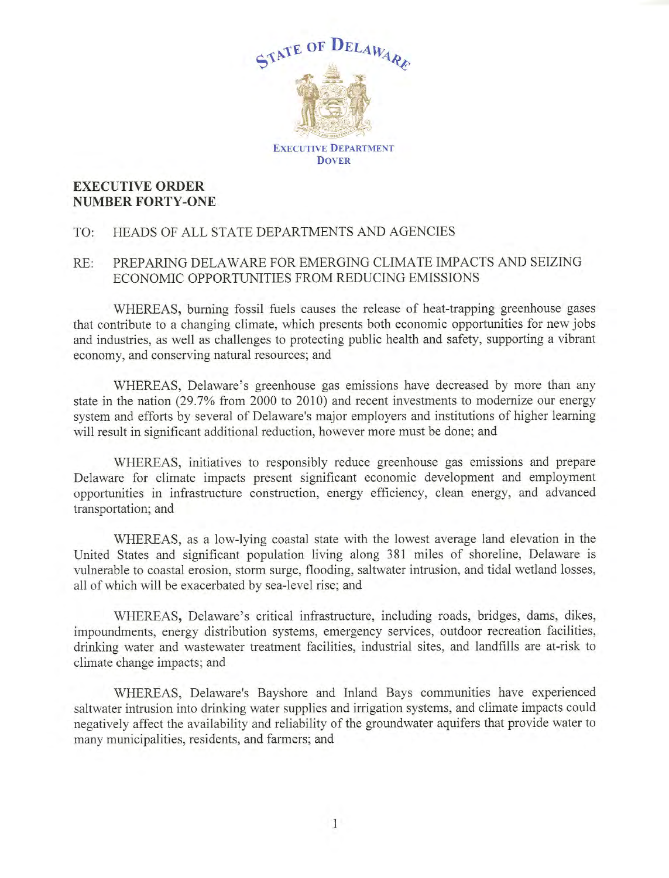STATE OF DELAWARE

EXECUTIVE DEPARTMENT
DOVER

**EXECUTIVE ORDER**
**NUMBER FORTY-ONE**

TO: HEADS OF ALL STATE DEPARTMENTS AND AGENCIES

RE: PREPARING DELAWARE FOR EMERGING CLIMATE IMPACTS AND SEIZING ECONOMIC OPPORTUNITIES FROM REDUCING EMISSIONS

WHEREAS, burning fossil fuels causes the release of heat-trapping greenhouse gases that contribute to a changing climate, which presents both economic opportunities for new jobs and industries, as well as challenges to protecting public health and safety, supporting a vibrant economy, and conserving natural resources; and

WHEREAS, Delaware's greenhouse gas emissions have decreased by more than any state in the nation (29.7% from 2000 to 2010) and recent investments to modernize our energy system and efforts by several of Delaware's major employers and institutions of higher learning will result in significant additional reduction, however more must be done; and

WHEREAS, initiatives to responsibly reduce greenhouse gas emissions and prepare Delaware for climate impacts present significant economic development and employment opportunities in infrastructure construction, energy efficiency, clean energy, and advanced transportation; and

WHEREAS, as a low-lying coastal state with the lowest average land elevation in the United States and significant population living along 381 miles of shoreline, Delaware is vulnerable to coastal erosion, storm surge, flooding, saltwater intrusion, and tidal wetland losses, all of which will be exacerbated by sea-level rise; and

WHEREAS, Delaware's critical infrastructure, including roads, bridges, dams, dikes, impoundments, energy distribution systems, emergency services, outdoor recreation facilities, drinking water and wastewater treatment facilities, industrial sites, and landfills are at-risk to climate change impacts; and

WHEREAS, Delaware's Bayshore and Inland Bays communities have experienced saltwater intrusion into drinking water supplies and irrigation systems, and climate impacts could negatively affect the availability and reliability of the groundwater aquifers that provide water to many municipalities, residents, and farmers; and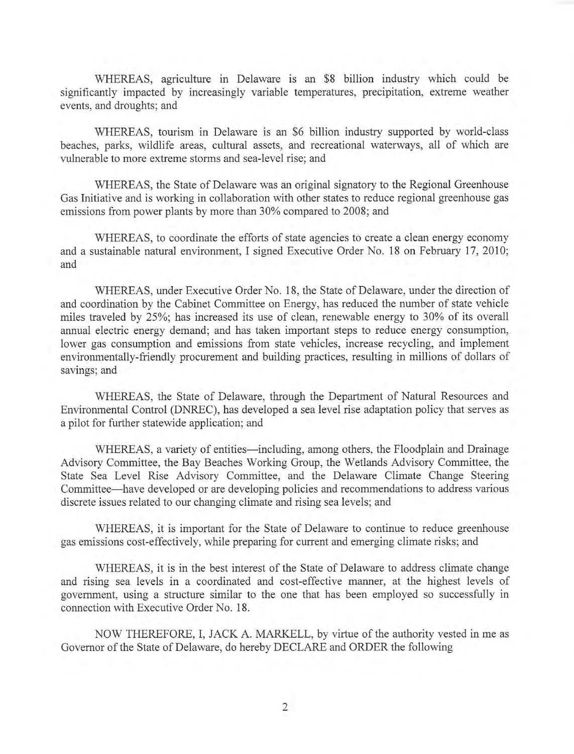WHEREAS, agriculture in Delaware is an $8 billion industry which could be significantly impacted by increasingly variable temperatures, precipitation, extreme weather events, and droughts; and

WHEREAS, tourism in Delaware is an $6 billion industry supported by world-class beaches, parks, wildlife areas, cultural assets, and recreational waterways, all of which are vulnerable to more extreme storms and sea-level rise; and

WHEREAS, the State of Delaware was an original signatory to the Regional Greenhouse Gas Initiative and is working in collaboration with other states to reduce regional greenhouse gas emissions from power plants by more than 30% compared to 2008; and

WHEREAS, to coordinate the efforts of state agencies to create a clean energy economy and a sustainable natural environment, I signed Executive Order No. 18 on February 17, 2010; and

WHEREAS, under Executive Order No. 18, the State of Delaware, under the direction of and coordination by the Cabinet Committee on Energy, has reduced the number of state vehicle miles traveled by 25%; has increased its use of clean, renewable energy to 30% of its overall annual electric energy demand; and has taken important steps to reduce energy consumption, lower gas consumption and emissions from state vehicles, increase recycling, and implement environmentally-friendly procurement and building practices, resulting in millions of dollars of savings; and

WHEREAS, the State of Delaware, through the Department of Natural Resources and Environmental Control (DNREC), has developed a sea level rise adaptation policy that serves as a pilot for further statewide application; and

WHEREAS, a variety of entities—including, among others, the Floodplain and Drainage Advisory Committee, the Bay Beaches Working Group, the Wetlands Advisory Committee, the State Sea Level Rise Advisory Committee, and the Delaware Climate Change Steering Committee—have developed or are developing policies and recommendations to address various discrete issues related to our changing climate and rising sea levels; and

WHEREAS, it is important for the State of Delaware to continue to reduce greenhouse gas emissions cost-effectively, while preparing for current and emerging climate risks; and

WHEREAS, it is in the best interest of the State of Delaware to address climate change and rising sea levels in a coordinated and cost-effective manner, at the highest levels of government, using a structure similar to the one that has been employed so successfully in connection with Executive Order No. 18.

NOW THEREFORE, I, JACK A. MARKELL, by virtue of the authority vested in me as Governor of the State of Delaware, do hereby DECLARE and ORDER the following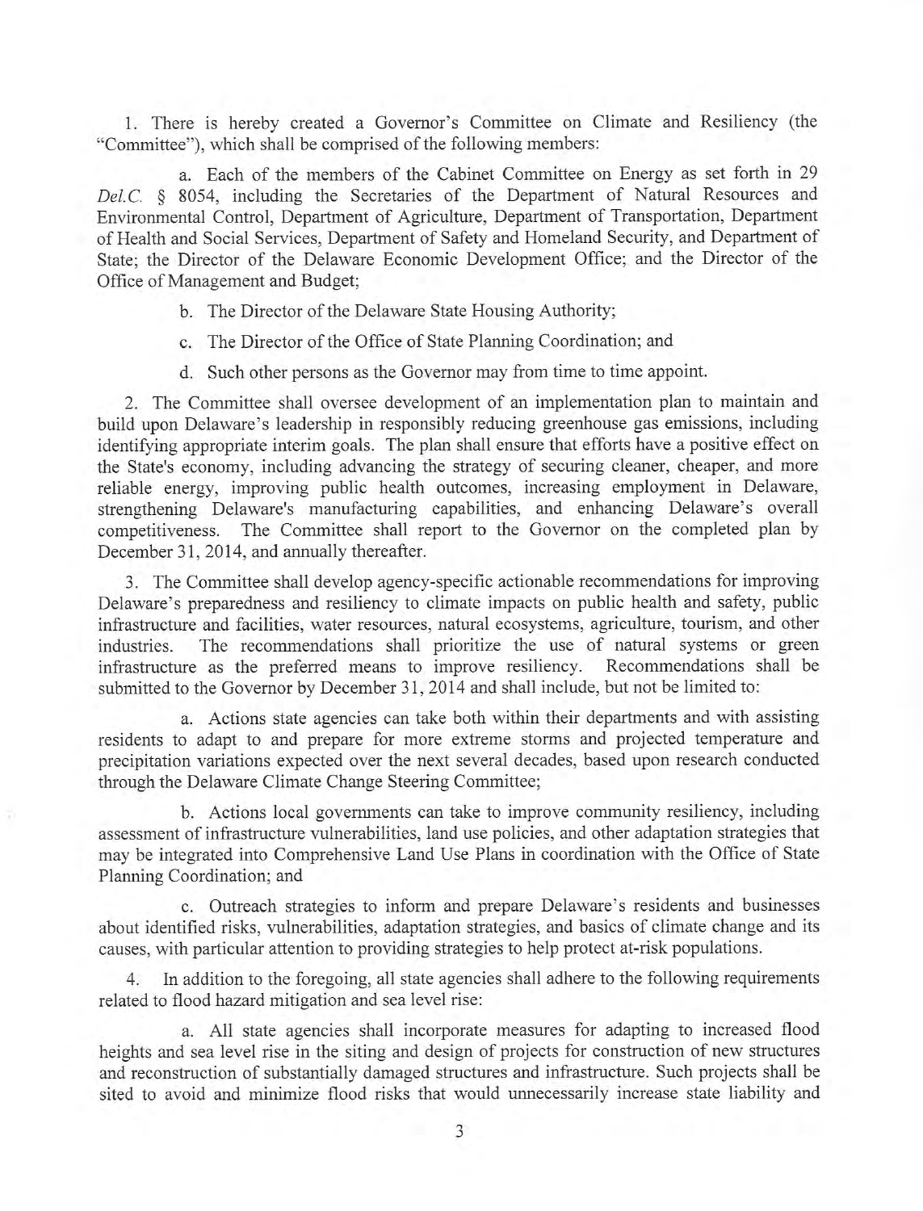1. There is hereby created a Governor's Committee on Climate and Resiliency (the "Committee"), which shall be comprised of the following members:

   a. Each of the members of the Cabinet Committee on Energy as set forth in 29 *Del.C.* § 8054, including the Secretaries of the Department of Natural Resources and Environmental Control, Department of Agriculture, Department of Transportation, Department of Health and Social Services, Department of Safety and Homeland Security, and Department of State; the Director of the Delaware Economic Development Office; and the Director of the Office of Management and Budget;

   b. The Director of the Delaware State Housing Authority;

   c. The Director of the Office of State Planning Coordination; and

   d. Such other persons as the Governor may from time to time appoint.

2. The Committee shall oversee development of an implementation plan to maintain and build upon Delaware's leadership in responsibly reducing greenhouse gas emissions, including identifying appropriate interim goals. The plan shall ensure that efforts have a positive effect on the State's economy, including advancing the strategy of securing cleaner, cheaper, and more reliable energy, improving public health outcomes, increasing employment in Delaware, strengthening Delaware's manufacturing capabilities, and enhancing Delaware's overall competitiveness. The Committee shall report to the Governor on the completed plan by December 31, 2014, and annually thereafter.

3. The Committee shall develop agency-specific actionable recommendations for improving Delaware's preparedness and resiliency to climate impacts on public health and safety, public infrastructure and facilities, water resources, natural ecosystems, agriculture, tourism, and other industries. The recommendations shall prioritize the use of natural systems or green infrastructure as the preferred means to improve resiliency. Recommendations shall be submitted to the Governor by December 31, 2014 and shall include, but not be limited to:

   a. Actions state agencies can take both within their departments and with assisting residents to adapt to and prepare for more extreme storms and projected temperature and precipitation variations expected over the next several decades, based upon research conducted through the Delaware Climate Change Steering Committee;

   b. Actions local governments can take to improve community resiliency, including assessment of infrastructure vulnerabilities, land use policies, and other adaptation strategies that may be integrated into Comprehensive Land Use Plans in coordination with the Office of State Planning Coordination; and

   c. Outreach strategies to inform and prepare Delaware's residents and businesses about identified risks, vulnerabilities, adaptation strategies, and basics of climate change and its causes, with particular attention to providing strategies to help protect at-risk populations.

4. In addition to the foregoing, all state agencies shall adhere to the following requirements related to flood hazard mitigation and sea level rise:

   a. All state agencies shall incorporate measures for adapting to increased flood heights and sea level rise in the siting and design of projects for construction of new structures and reconstruction of substantially damaged structures and infrastructure. Such projects shall be sited to avoid and minimize flood risks that would unnecessarily increase state liability and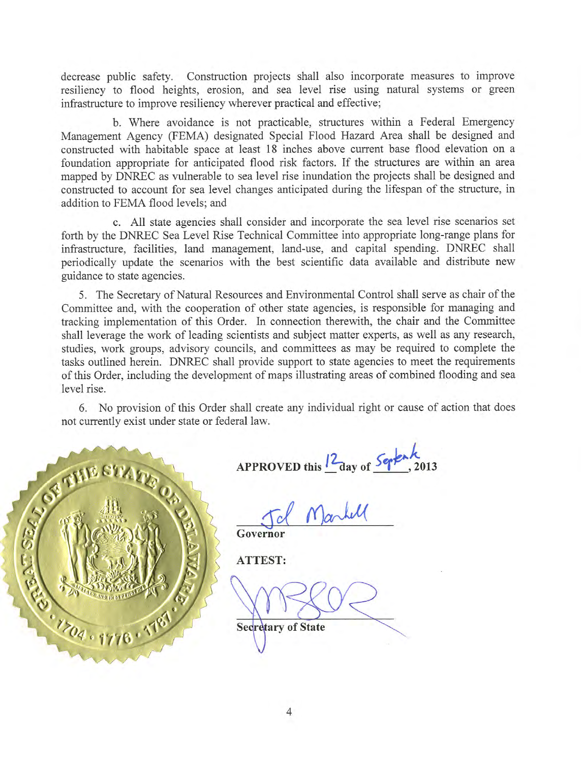decrease public safety. Construction projects shall also incorporate measures to improve resiliency to flood heights, erosion, and sea level rise using natural systems or green infrastructure to improve resiliency wherever practical and effective;

b. Where avoidance is not practicable, structures within a Federal Emergency Management Agency (FEMA) designated Special Flood Hazard Area shall be designed and constructed with habitable space at least 18 inches above current base flood elevation on a foundation appropriate for anticipated flood risk factors. If the structures are within an area mapped by DNREC as vulnerable to sea level rise inundation the projects shall be designed and constructed to account for sea level changes anticipated during the lifespan of the structure, in addition to FEMA flood levels; and

c. All state agencies shall consider and incorporate the sea level rise scenarios set forth by the DNREC Sea Level Rise Technical Committee into appropriate long-range plans for infrastructure, facilities, land management, land-use, and capital spending. DNREC shall periodically update the scenarios with the best scientific data available and distribute new guidance to state agencies.

5. The Secretary of Natural Resources and Environmental Control shall serve as chair of the Committee and, with the cooperation of other state agencies, is responsible for managing and tracking implementation of this Order. In connection therewith, the chair and the Committee shall leverage the work of leading scientists and subject matter experts, as well as any research, studies, work groups, advisory councils, and committees as may be required to complete the tasks outlined herein. DNREC shall provide support to state agencies to meet the requirements of this Order, including the development of maps illustrating areas of combined flooding and sea level rise.

6. No provision of this Order shall create any individual right or cause of action that does not currently exist under state or federal law.

GREAT SEAL OF THE STATE OF DELAWARE • 1704 • 1776 • 1787 •

**APPROVED this** 12 **day of** September**, 2013**

Jack Markell

**Governor**

**ATTEST:**

**Secretary of State**